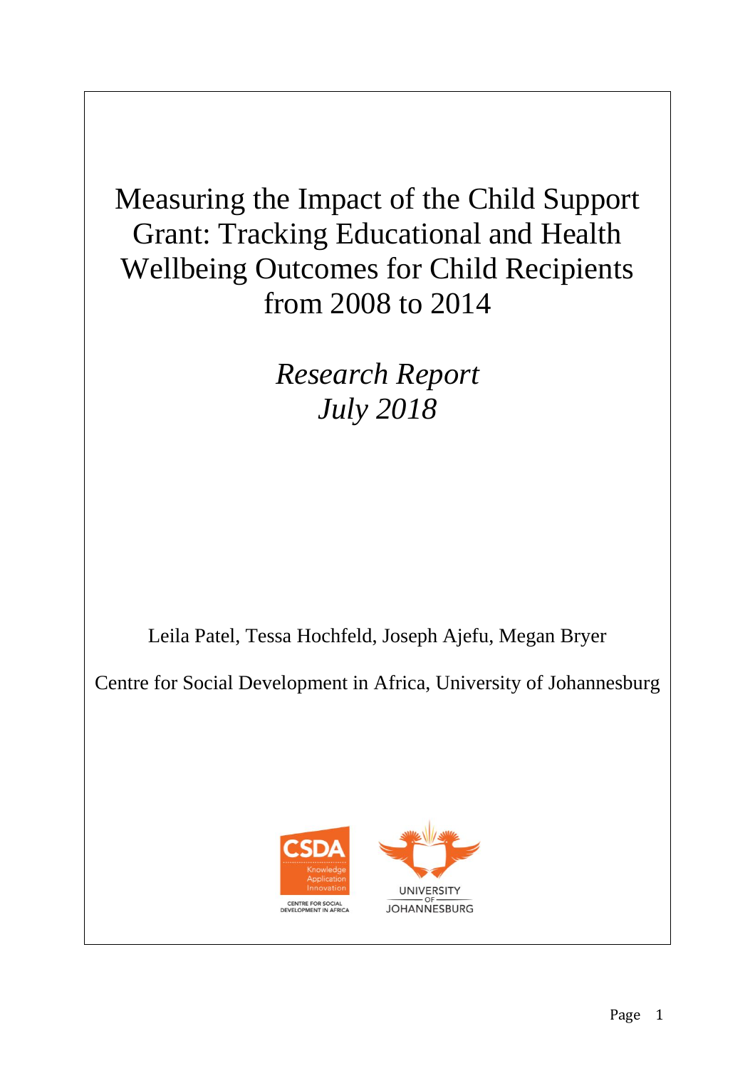# Measuring the Impact of the Child Support Grant: Tracking Educational and Health Wellbeing Outcomes for Child Recipients from 2008 to 2014

*Research Report*
*July 2018*

Leila Patel, Tessa Hochfeld, Joseph Ajefu, Megan Bryer

Centre for Social Development in Africa, University of Johannesburg

CSDA
Knowledge
Application
Innovation
CENTRE FOR SOCIAL DEVELOPMENT IN AFRICA

UNIVERSITY OF JOHANNESBURG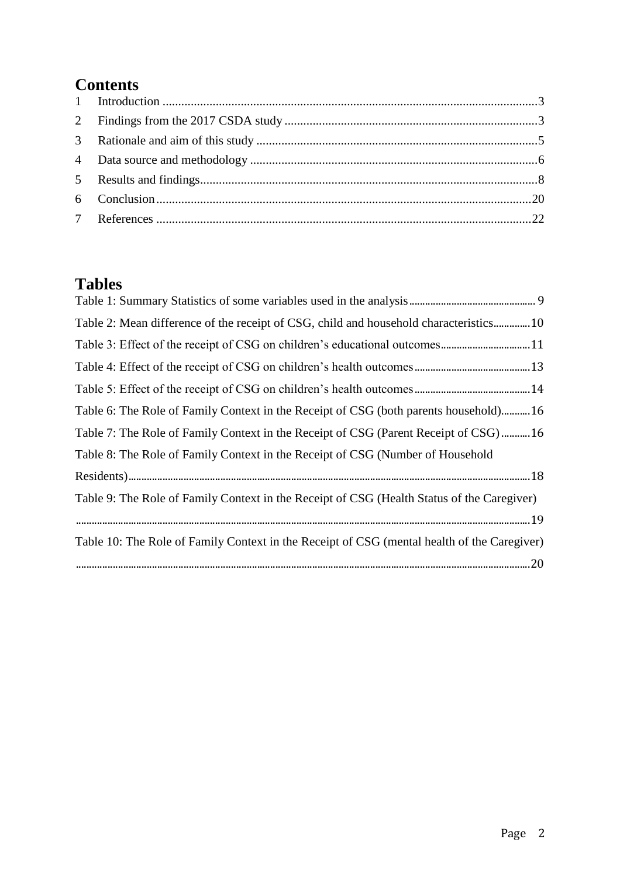## Contents

1 Introduction ........................................................................................................................3

2 Findings from the 2017 CSDA study ................................................................................3

3 Rationale and aim of this study .........................................................................................5

4 Data source and methodology ...........................................................................................6

5 Results and findings...........................................................................................................8

6 Conclusion........................................................................................................................20

7 References ........................................................................................................................22

## Tables

Table 1: Summary Statistics of some variables used in the analysis ................................................ 9

Table 2: Mean difference of the receipt of CSG, child and household characteristics..............10

Table 3: Effect of the receipt of CSG on children's educational outcomes.................................11

Table 4: Effect of the receipt of CSG on children's health outcomes...........................................13

Table 5: Effect of the receipt of CSG on children's health outcomes...........................................14

Table 6: The Role of Family Context in the Receipt of CSG (both parents household)...........16

Table 7: The Role of Family Context in the Receipt of CSG (Parent Receipt of CSG) ...........16

Table 8: The Role of Family Context in the Receipt of CSG (Number of Household Residents).....................................................................................................................................................18

Table 9: The Role of Family Context in the Receipt of CSG (Health Status of the Caregiver) .....................................................................................................................................................19

Table 10: The Role of Family Context in the Receipt of CSG (mental health of the Caregiver) .....................................................................................................................................................20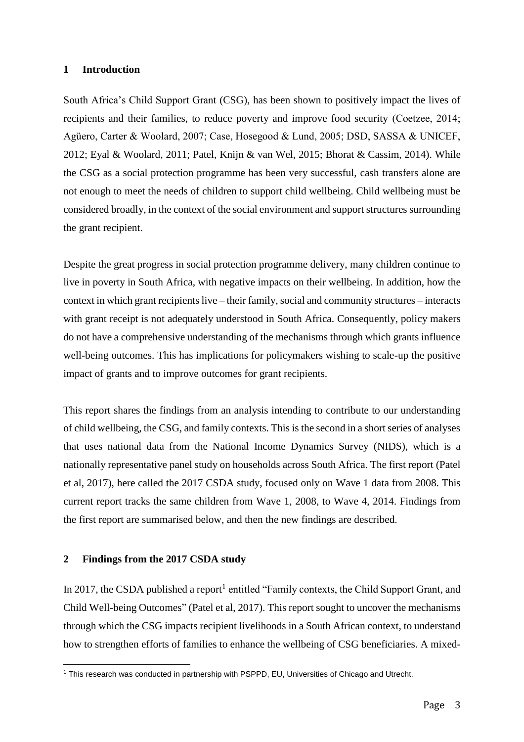## 1 Introduction

South Africa's Child Support Grant (CSG), has been shown to positively impact the lives of recipients and their families, to reduce poverty and improve food security (Coetzee, 2014; Agüero, Carter & Woolard, 2007; Case, Hosegood & Lund, 2005; DSD, SASSA & UNICEF, 2012; Eyal & Woolard, 2011; Patel, Knijn & van Wel, 2015; Bhorat & Cassim, 2014). While the CSG as a social protection programme has been very successful, cash transfers alone are not enough to meet the needs of children to support child wellbeing. Child wellbeing must be considered broadly, in the context of the social environment and support structures surrounding the grant recipient.

Despite the great progress in social protection programme delivery, many children continue to live in poverty in South Africa, with negative impacts on their wellbeing. In addition, how the context in which grant recipients live – their family, social and community structures – interacts with grant receipt is not adequately understood in South Africa. Consequently, policy makers do not have a comprehensive understanding of the mechanisms through which grants influence well-being outcomes. This has implications for policymakers wishing to scale-up the positive impact of grants and to improve outcomes for grant recipients.

This report shares the findings from an analysis intending to contribute to our understanding of child wellbeing, the CSG, and family contexts. This is the second in a short series of analyses that uses national data from the National Income Dynamics Survey (NIDS), which is a nationally representative panel study on households across South Africa. The first report (Patel et al, 2017), here called the 2017 CSDA study, focused only on Wave 1 data from 2008. This current report tracks the same children from Wave 1, 2008, to Wave 4, 2014. Findings from the first report are summarised below, and then the new findings are described.

## 2 Findings from the 2017 CSDA study

In 2017, the CSDA published a report[1] entitled "Family contexts, the Child Support Grant, and Child Well-being Outcomes" (Patel et al, 2017). This report sought to uncover the mechanisms through which the CSG impacts recipient livelihoods in a South African context, to understand how to strengthen efforts of families to enhance the wellbeing of CSG beneficiaries. A mixed-

[1] This research was conducted in partnership with PSPPD, EU, Universities of Chicago and Utrecht.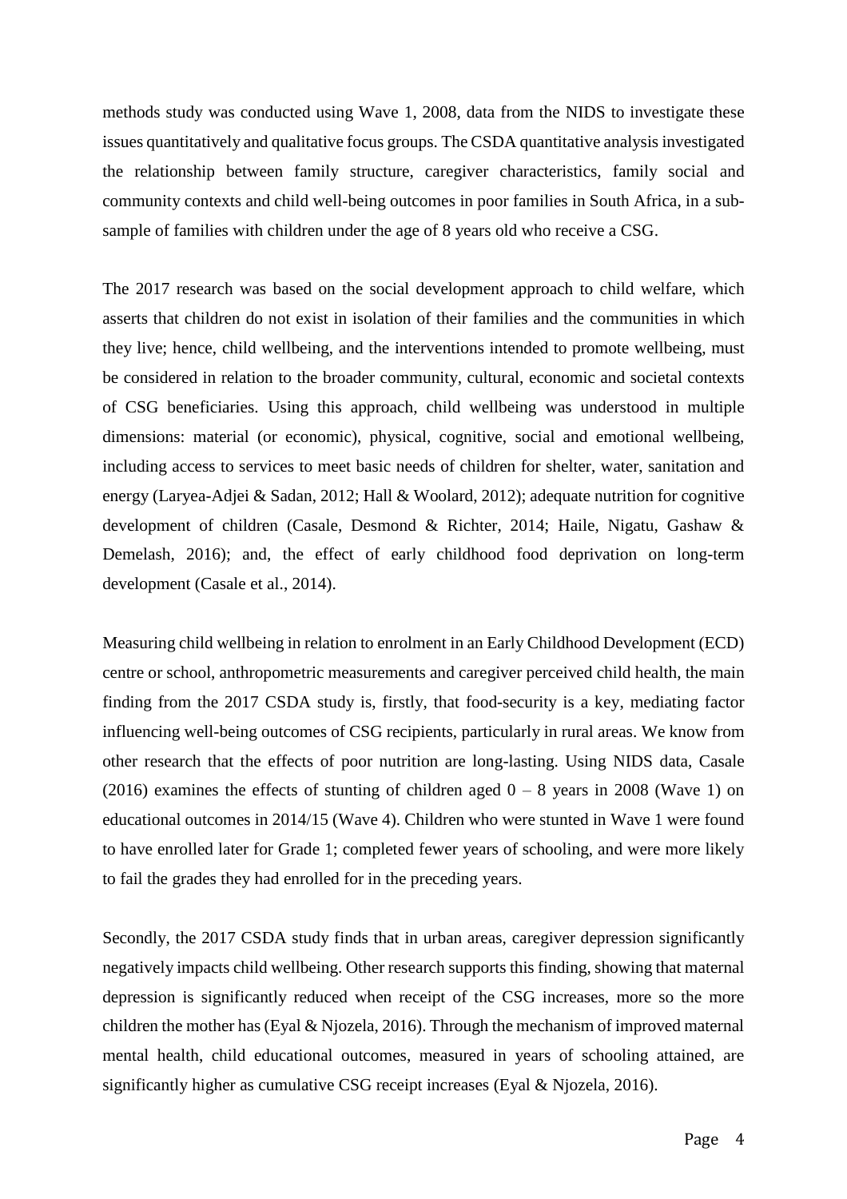methods study was conducted using Wave 1, 2008, data from the NIDS to investigate these issues quantitatively and qualitative focus groups. The CSDA quantitative analysis investigated the relationship between family structure, caregiver characteristics, family social and community contexts and child well-being outcomes in poor families in South Africa, in a sub-sample of families with children under the age of 8 years old who receive a CSG.

The 2017 research was based on the social development approach to child welfare, which asserts that children do not exist in isolation of their families and the communities in which they live; hence, child wellbeing, and the interventions intended to promote wellbeing, must be considered in relation to the broader community, cultural, economic and societal contexts of CSG beneficiaries. Using this approach, child wellbeing was understood in multiple dimensions: material (or economic), physical, cognitive, social and emotional wellbeing, including access to services to meet basic needs of children for shelter, water, sanitation and energy (Laryea-Adjei & Sadan, 2012; Hall & Woolard, 2012); adequate nutrition for cognitive development of children (Casale, Desmond & Richter, 2014; Haile, Nigatu, Gashaw & Demelash, 2016); and, the effect of early childhood food deprivation on long-term development (Casale et al., 2014).

Measuring child wellbeing in relation to enrolment in an Early Childhood Development (ECD) centre or school, anthropometric measurements and caregiver perceived child health, the main finding from the 2017 CSDA study is, firstly, that food-security is a key, mediating factor influencing well-being outcomes of CSG recipients, particularly in rural areas. We know from other research that the effects of poor nutrition are long-lasting. Using NIDS data, Casale (2016) examines the effects of stunting of children aged 0 – 8 years in 2008 (Wave 1) on educational outcomes in 2014/15 (Wave 4). Children who were stunted in Wave 1 were found to have enrolled later for Grade 1; completed fewer years of schooling, and were more likely to fail the grades they had enrolled for in the preceding years.

Secondly, the 2017 CSDA study finds that in urban areas, caregiver depression significantly negatively impacts child wellbeing. Other research supports this finding, showing that maternal depression is significantly reduced when receipt of the CSG increases, more so the more children the mother has (Eyal & Njozela, 2016). Through the mechanism of improved maternal mental health, child educational outcomes, measured in years of schooling attained, are significantly higher as cumulative CSG receipt increases (Eyal & Njozela, 2016).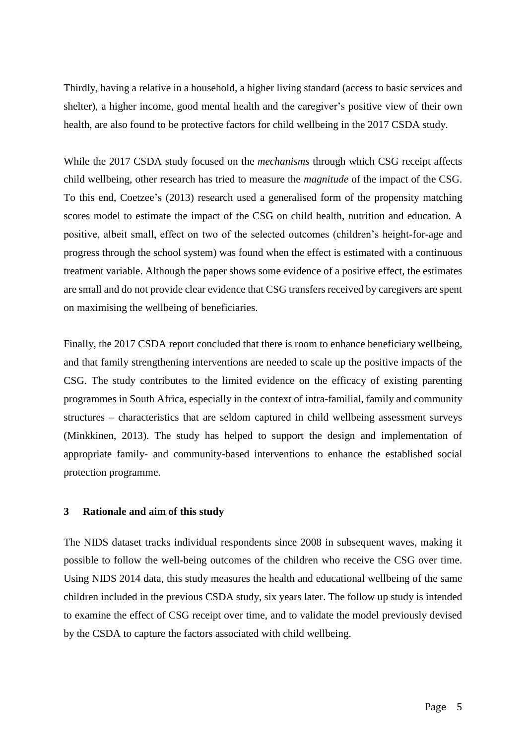Thirdly, having a relative in a household, a higher living standard (access to basic services and shelter), a higher income, good mental health and the caregiver's positive view of their own health, are also found to be protective factors for child wellbeing in the 2017 CSDA study.

While the 2017 CSDA study focused on the *mechanisms* through which CSG receipt affects child wellbeing, other research has tried to measure the *magnitude* of the impact of the CSG. To this end, Coetzee's (2013) research used a generalised form of the propensity matching scores model to estimate the impact of the CSG on child health, nutrition and education. A positive, albeit small, effect on two of the selected outcomes (children's height-for-age and progress through the school system) was found when the effect is estimated with a continuous treatment variable. Although the paper shows some evidence of a positive effect, the estimates are small and do not provide clear evidence that CSG transfers received by caregivers are spent on maximising the wellbeing of beneficiaries.

Finally, the 2017 CSDA report concluded that there is room to enhance beneficiary wellbeing, and that family strengthening interventions are needed to scale up the positive impacts of the CSG. The study contributes to the limited evidence on the efficacy of existing parenting programmes in South Africa, especially in the context of intra-familial, family and community structures – characteristics that are seldom captured in child wellbeing assessment surveys (Minkkinen, 2013). The study has helped to support the design and implementation of appropriate family- and community-based interventions to enhance the established social protection programme.

## 3 Rationale and aim of this study

The NIDS dataset tracks individual respondents since 2008 in subsequent waves, making it possible to follow the well-being outcomes of the children who receive the CSG over time. Using NIDS 2014 data, this study measures the health and educational wellbeing of the same children included in the previous CSDA study, six years later. The follow up study is intended to examine the effect of CSG receipt over time, and to validate the model previously devised by the CSDA to capture the factors associated with child wellbeing.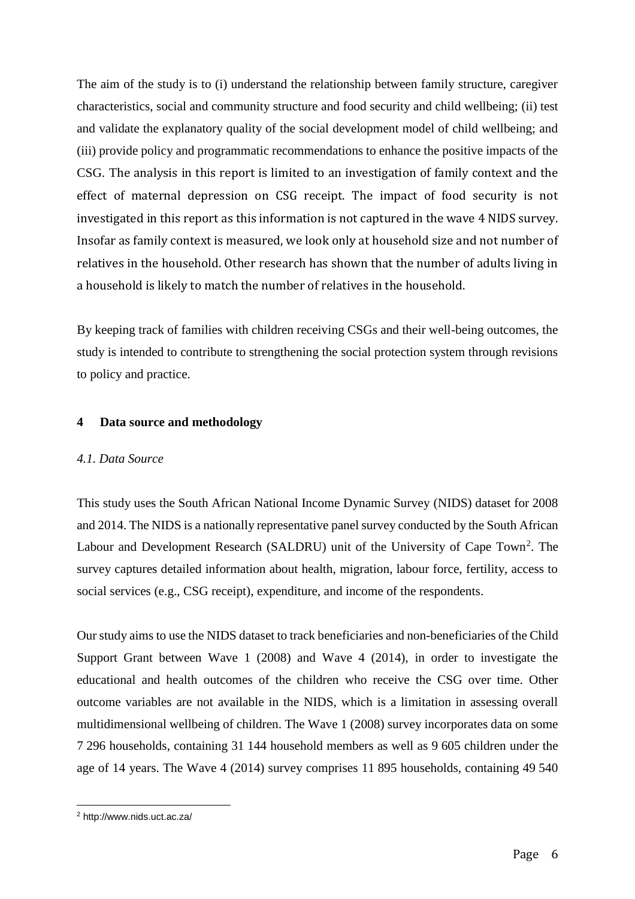The aim of the study is to (i) understand the relationship between family structure, caregiver characteristics, social and community structure and food security and child wellbeing; (ii) test and validate the explanatory quality of the social development model of child wellbeing; and (iii) provide policy and programmatic recommendations to enhance the positive impacts of the CSG. The analysis in this report is limited to an investigation of family context and the effect of maternal depression on CSG receipt. The impact of food security is not investigated in this report as this information is not captured in the wave 4 NIDS survey. Insofar as family context is measured, we look only at household size and not number of relatives in the household. Other research has shown that the number of adults living in a household is likely to match the number of relatives in the household.

By keeping track of families with children receiving CSGs and their well-being outcomes, the study is intended to contribute to strengthening the social protection system through revisions to policy and practice.

## 4 Data source and methodology

### *4.1. Data Source*

This study uses the South African National Income Dynamic Survey (NIDS) dataset for 2008 and 2014. The NIDS is a nationally representative panel survey conducted by the South African Labour and Development Research (SALDRU) unit of the University of Cape Town[2]. The survey captures detailed information about health, migration, labour force, fertility, access to social services (e.g., CSG receipt), expenditure, and income of the respondents.

Our study aims to use the NIDS dataset to track beneficiaries and non-beneficiaries of the Child Support Grant between Wave 1 (2008) and Wave 4 (2014), in order to investigate the educational and health outcomes of the children who receive the CSG over time. Other outcome variables are not available in the NIDS, which is a limitation in assessing overall multidimensional wellbeing of children. The Wave 1 (2008) survey incorporates data on some 7 296 households, containing 31 144 household members as well as 9 605 children under the age of 14 years. The Wave 4 (2014) survey comprises 11 895 households, containing 49 540

[2] http://www.nids.uct.ac.za/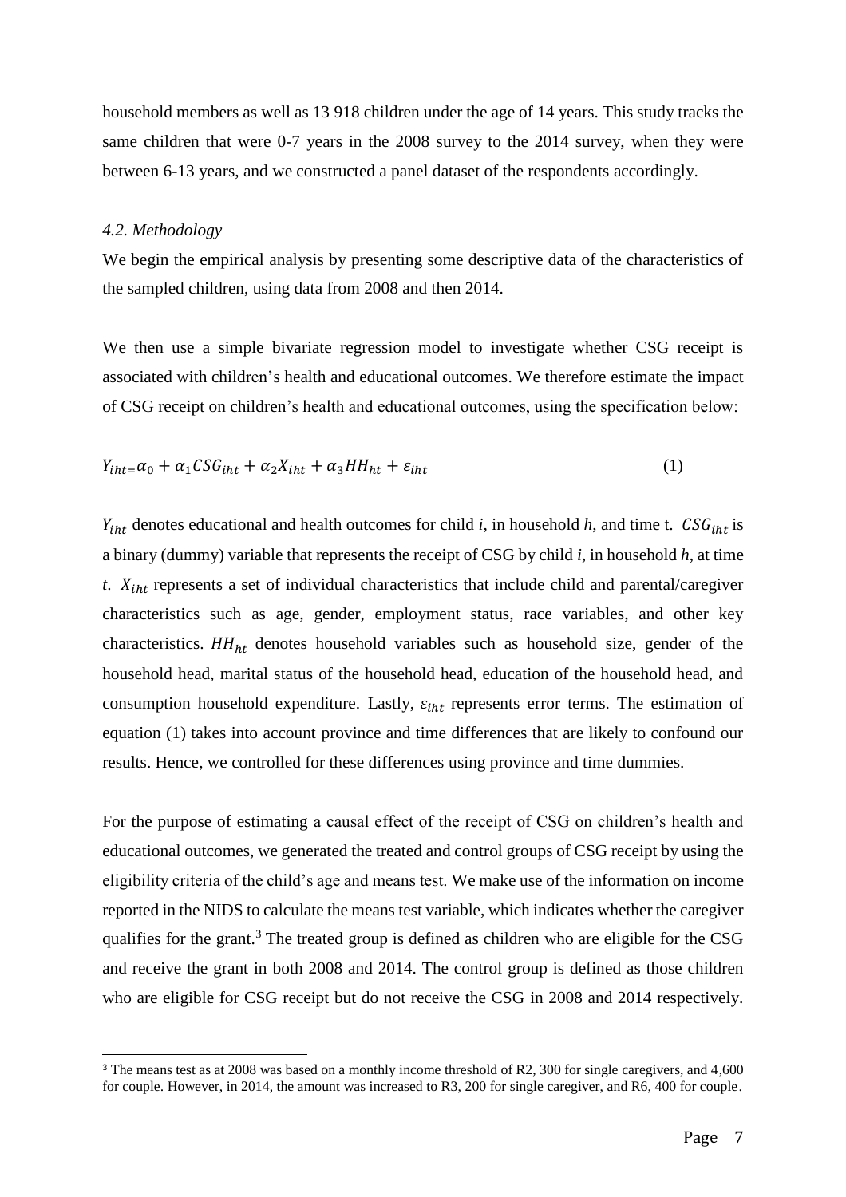household members as well as 13 918 children under the age of 14 years. This study tracks the same children that were 0-7 years in the 2008 survey to the 2014 survey, when they were between 6-13 years, and we constructed a panel dataset of the respondents accordingly.

### *4.2. Methodology*

We begin the empirical analysis by presenting some descriptive data of the characteristics of the sampled children, using data from 2008 and then 2014.

We then use a simple bivariate regression model to investigate whether CSG receipt is associated with children's health and educational outcomes. We therefore estimate the impact of CSG receipt on children's health and educational outcomes, using the specification below:

$$Y_{iht=}\alpha_0 + \alpha_1 CSG_{iht} + \alpha_2 X_{iht} + \alpha_3 HH_{ht} + \varepsilon_{iht} \tag{1}$$

$Y_{iht}$ denotes educational and health outcomes for child *i*, in household *h*, and time t. $CSG_{iht}$ is a binary (dummy) variable that represents the receipt of CSG by child *i*, in household *h*, at time *t*. $X_{iht}$ represents a set of individual characteristics that include child and parental/caregiver characteristics such as age, gender, employment status, race variables, and other key characteristics. $HH_{ht}$ denotes household variables such as household size, gender of the household head, marital status of the household head, education of the household head, and consumption household expenditure. Lastly, $\varepsilon_{iht}$ represents error terms. The estimation of equation (1) takes into account province and time differences that are likely to confound our results. Hence, we controlled for these differences using province and time dummies.

For the purpose of estimating a causal effect of the receipt of CSG on children's health and educational outcomes, we generated the treated and control groups of CSG receipt by using the eligibility criteria of the child's age and means test. We make use of the information on income reported in the NIDS to calculate the means test variable, which indicates whether the caregiver qualifies for the grant.[3] The treated group is defined as children who are eligible for the CSG and receive the grant in both 2008 and 2014. The control group is defined as those children who are eligible for CSG receipt but do not receive the CSG in 2008 and 2014 respectively.

---

[3] The means test as at 2008 was based on a monthly income threshold of R2, 300 for single caregivers, and 4,600 for couple. However, in 2014, the amount was increased to R3, 200 for single caregiver, and R6, 400 for couple.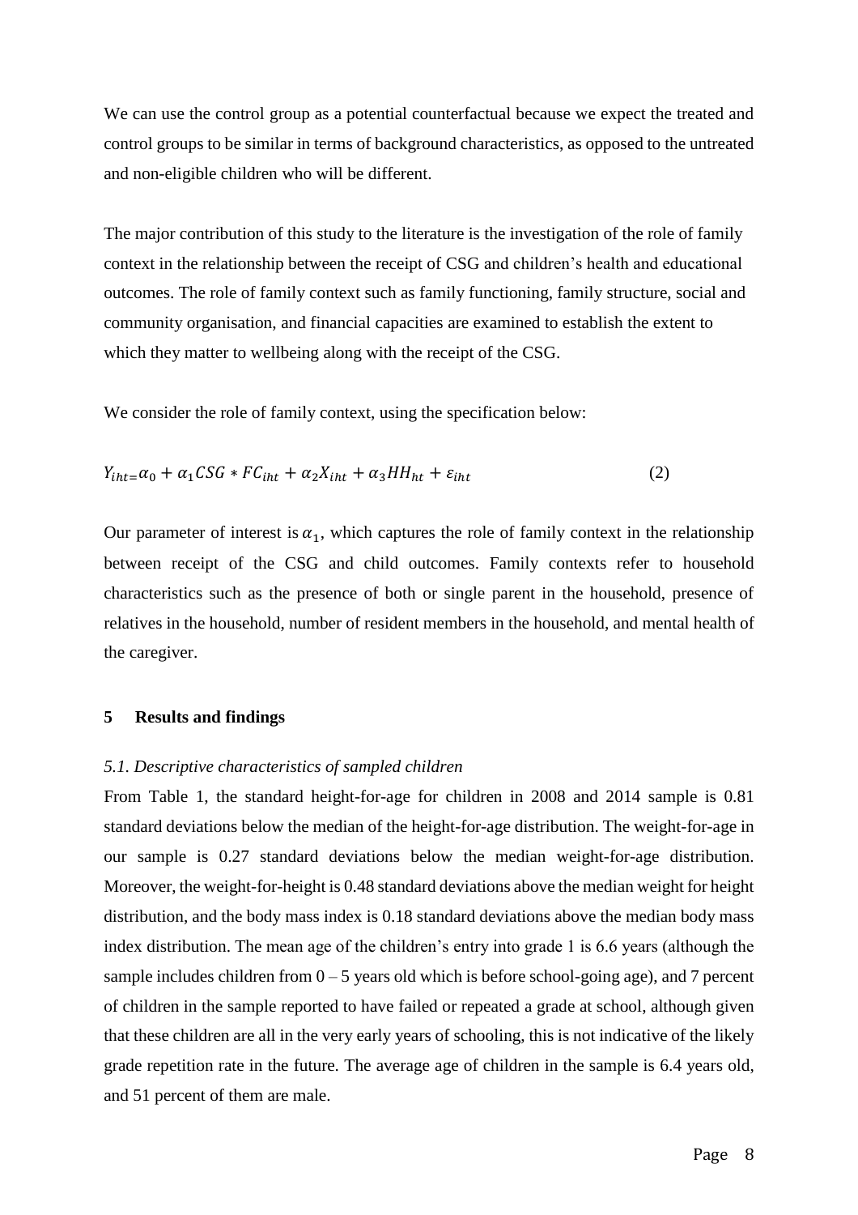We can use the control group as a potential counterfactual because we expect the treated and control groups to be similar in terms of background characteristics, as opposed to the untreated and non-eligible children who will be different.

The major contribution of this study to the literature is the investigation of the role of family context in the relationship between the receipt of CSG and children's health and educational outcomes. The role of family context such as family functioning, family structure, social and community organisation, and financial capacities are examined to establish the extent to which they matter to wellbeing along with the receipt of the CSG.

We consider the role of family context, using the specification below:

$$Y_{iht=}\alpha_0 + \alpha_1 CSG * FC_{iht} + \alpha_2 X_{iht} + \alpha_3 HH_{ht} + \varepsilon_{iht} \qquad (2)$$

Our parameter of interest is $\alpha_1$, which captures the role of family context in the relationship between receipt of the CSG and child outcomes. Family contexts refer to household characteristics such as the presence of both or single parent in the household, presence of relatives in the household, number of resident members in the household, and mental health of the caregiver.

## 5 Results and findings

### *5.1. Descriptive characteristics of sampled children*

From Table 1, the standard height-for-age for children in 2008 and 2014 sample is 0.81 standard deviations below the median of the height-for-age distribution. The weight-for-age in our sample is 0.27 standard deviations below the median weight-for-age distribution. Moreover, the weight-for-height is 0.48 standard deviations above the median weight for height distribution, and the body mass index is 0.18 standard deviations above the median body mass index distribution. The mean age of the children's entry into grade 1 is 6.6 years (although the sample includes children from 0 – 5 years old which is before school-going age), and 7 percent of children in the sample reported to have failed or repeated a grade at school, although given that these children are all in the very early years of schooling, this is not indicative of the likely grade repetition rate in the future. The average age of children in the sample is 6.4 years old, and 51 percent of them are male.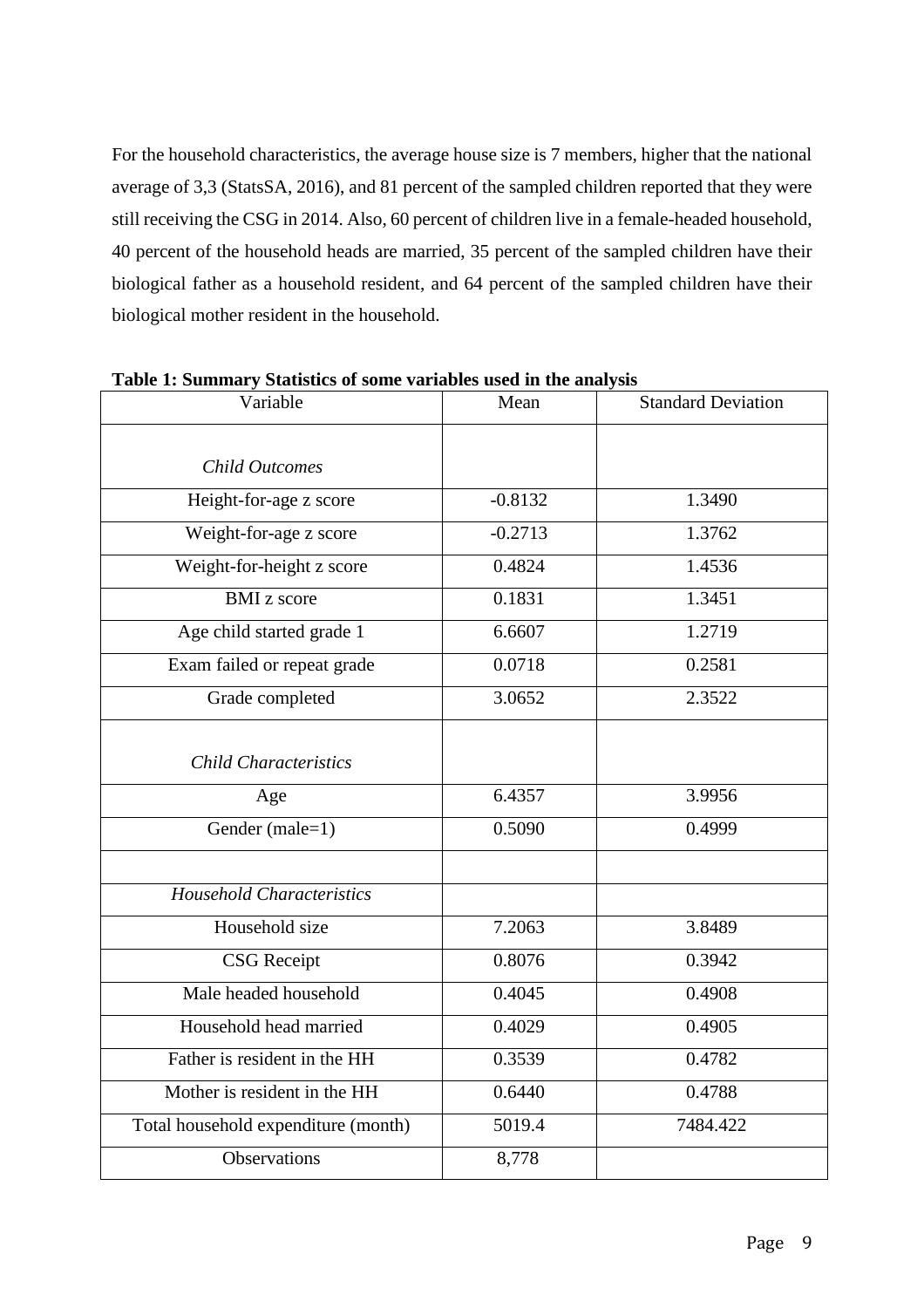For the household characteristics, the average house size is 7 members, higher that the national average of 3,3 (StatsSA, 2016), and 81 percent of the sampled children reported that they were still receiving the CSG in 2014. Also, 60 percent of children live in a female-headed household, 40 percent of the household heads are married, 35 percent of the sampled children have their biological father as a household resident, and 64 percent of the sampled children have their biological mother resident in the household.

**Table 1: Summary Statistics of some variables used in the analysis**

| Variable | Mean | Standard Deviation |
|---|---|---|
| *Child Outcomes* | | |
| Height-for-age z score | -0.8132 | 1.3490 |
| Weight-for-age z score | -0.2713 | 1.3762 |
| Weight-for-height z score | 0.4824 | 1.4536 |
| BMI z score | 0.1831 | 1.3451 |
| Age child started grade 1 | 6.6607 | 1.2719 |
| Exam failed or repeat grade | 0.0718 | 0.2581 |
| Grade completed | 3.0652 | 2.3522 |
| *Child Characteristics* | | |
| Age | 6.4357 | 3.9956 |
| Gender (male=1) | 0.5090 | 0.4999 |
| | | |
| *Household Characteristics* | | |
| Household size | 7.2063 | 3.8489 |
| CSG Receipt | 0.8076 | 0.3942 |
| Male headed household | 0.4045 | 0.4908 |
| Household head married | 0.4029 | 0.4905 |
| Father is resident in the HH | 0.3539 | 0.4782 |
| Mother is resident in the HH | 0.6440 | 0.4788 |
| Total household expenditure (month) | 5019.4 | 7484.422 |
| Observations | 8,778 | |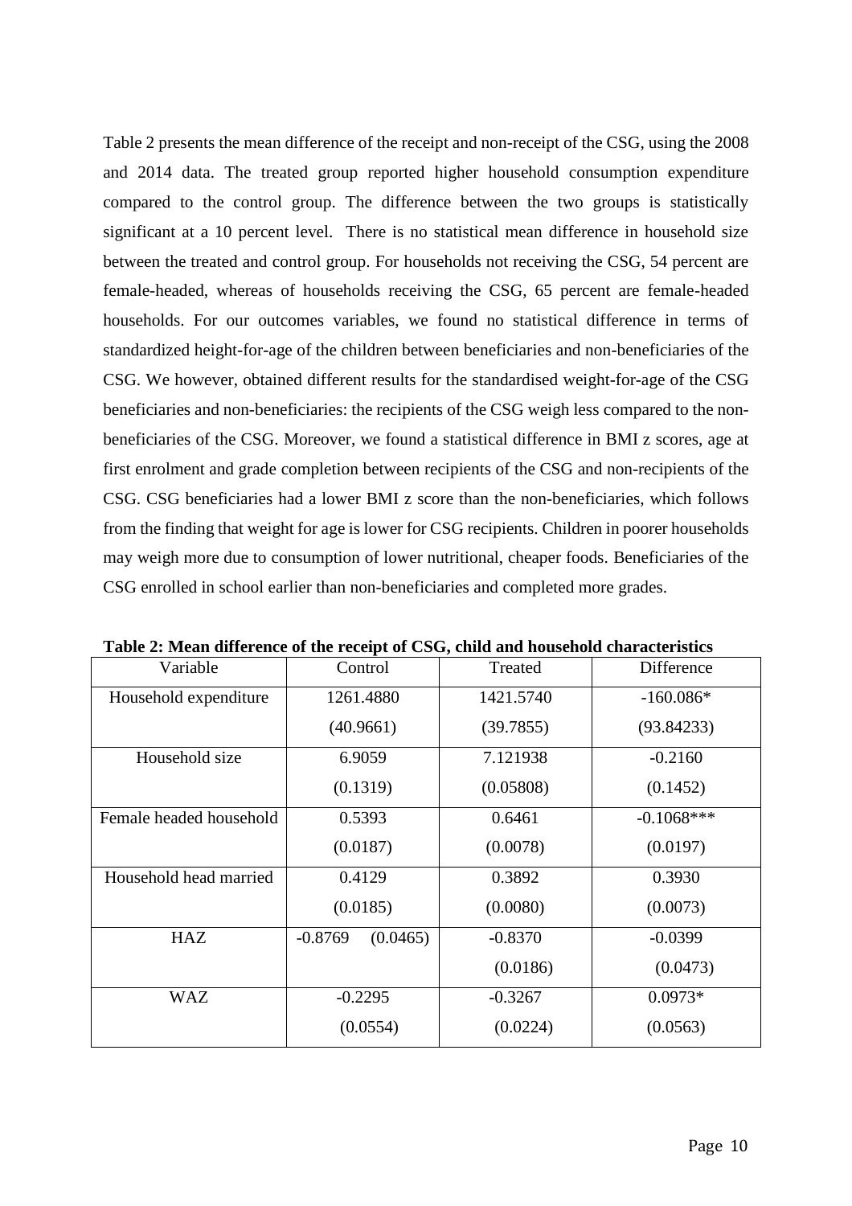Table 2 presents the mean difference of the receipt and non-receipt of the CSG, using the 2008 and 2014 data. The treated group reported higher household consumption expenditure compared to the control group. The difference between the two groups is statistically significant at a 10 percent level. There is no statistical mean difference in household size between the treated and control group. For households not receiving the CSG, 54 percent are female-headed, whereas of households receiving the CSG, 65 percent are female-headed households. For our outcomes variables, we found no statistical difference in terms of standardized height-for-age of the children between beneficiaries and non-beneficiaries of the CSG. We however, obtained different results for the standardised weight-for-age of the CSG beneficiaries and non-beneficiaries: the recipients of the CSG weigh less compared to the non-beneficiaries of the CSG. Moreover, we found a statistical difference in BMI z scores, age at first enrolment and grade completion between recipients of the CSG and non-recipients of the CSG. CSG beneficiaries had a lower BMI z score than the non-beneficiaries, which follows from the finding that weight for age is lower for CSG recipients. Children in poorer households may weigh more due to consumption of lower nutritional, cheaper foods. Beneficiaries of the CSG enrolled in school earlier than non-beneficiaries and completed more grades.

**Table 2: Mean difference of the receipt of CSG, child and household characteristics**

| Variable | Control | Treated | Difference |
|---|---|---|---|
| Household expenditure | 1261.4880 | 1421.5740 | -160.086* |
| | (40.9661) | (39.7855) | (93.84233) |
| Household size | 6.9059 | 7.121938 | -0.2160 |
| | (0.1319) | (0.05808) | (0.1452) |
| Female headed household | 0.5393 | 0.6461 | -0.1068*** |
| | (0.0187) | (0.0078) | (0.0197) |
| Household head married | 0.4129 | 0.3892 | 0.3930 |
| | (0.0185) | (0.0080) | (0.0073) |
| HAZ | -0.8769 (0.0465) | -0.8370 | -0.0399 |
| | | (0.0186) | (0.0473) |
| WAZ | -0.2295 | -0.3267 | 0.0973* |
| | (0.0554) | (0.0224) | (0.0563) |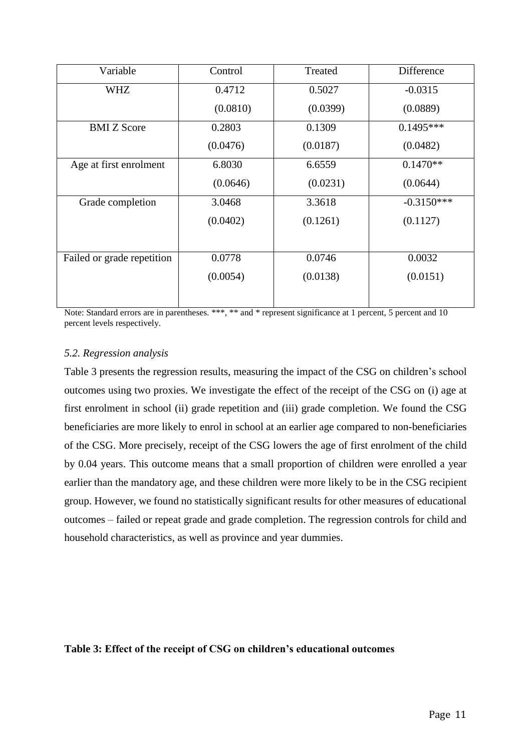| Variable | Control | Treated | Difference |
|---|---|---|---|
| WHZ | 0.4712 | 0.5027 | -0.0315 |
| | (0.0810) | (0.0399) | (0.0889) |
| BMI Z Score | 0.2803 | 0.1309 | 0.1495*** |
| | (0.0476) | (0.0187) | (0.0482) |
| Age at first enrolment | 6.8030 | 6.6559 | 0.1470** |
| | (0.0646) | (0.0231) | (0.0644) |
| Grade completion | 3.0468 | 3.3618 | -0.3150*** |
| | (0.0402) | (0.1261) | (0.1127) |
| Failed or grade repetition | 0.0778 | 0.0746 | 0.0032 |
| | (0.0054) | (0.0138) | (0.0151) |

Note: Standard errors are in parentheses. ***, ** and * represent significance at 1 percent, 5 percent and 10 percent levels respectively.

### *5.2. Regression analysis*

Table 3 presents the regression results, measuring the impact of the CSG on children's school outcomes using two proxies. We investigate the effect of the receipt of the CSG on (i) age at first enrolment in school (ii) grade repetition and (iii) grade completion. We found the CSG beneficiaries are more likely to enrol in school at an earlier age compared to non-beneficiaries of the CSG. More precisely, receipt of the CSG lowers the age of first enrolment of the child by 0.04 years. This outcome means that a small proportion of children were enrolled a year earlier than the mandatory age, and these children were more likely to be in the CSG recipient group. However, we found no statistically significant results for other measures of educational outcomes – failed or repeat grade and grade completion. The regression controls for child and household characteristics, as well as province and year dummies.

**Table 3: Effect of the receipt of CSG on children's educational outcomes**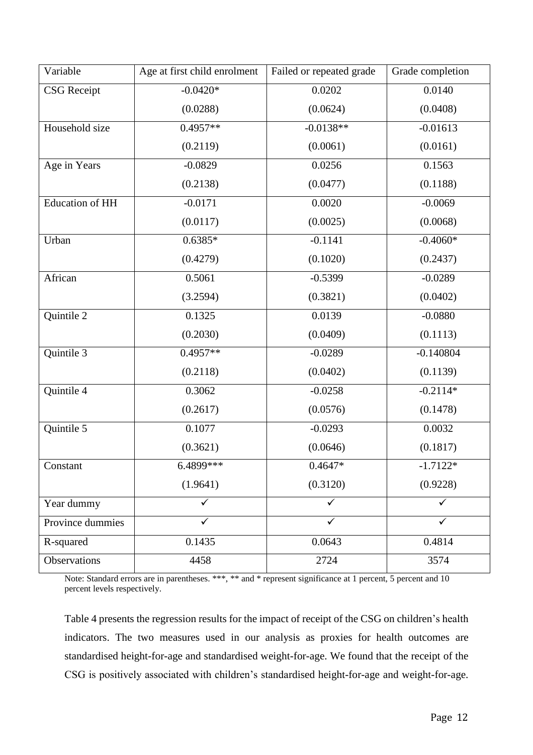| Variable | Age at first child enrolment | Failed or repeated grade | Grade completion |
| --- | --- | --- | --- |
| CSG Receipt | -0.0420* | 0.0202 | 0.0140 |
| | (0.0288) | (0.0624) | (0.0408) |
| Household size | 0.4957** | -0.0138** | -0.01613 |
| | (0.2119) | (0.0061) | (0.0161) |
| Age in Years | -0.0829 | 0.0256 | 0.1563 |
| | (0.2138) | (0.0477) | (0.1188) |
| Education of HH | -0.0171 | 0.0020 | -0.0069 |
| | (0.0117) | (0.0025) | (0.0068) |
| Urban | 0.6385* | -0.1141 | -0.4060* |
| | (0.4279) | (0.1020) | (0.2437) |
| African | 0.5061 | -0.5399 | -0.0289 |
| | (3.2594) | (0.3821) | (0.0402) |
| Quintile 2 | 0.1325 | 0.0139 | -0.0880 |
| | (0.2030) | (0.0409) | (0.1113) |
| Quintile 3 | 0.4957** | -0.0289 | -0.140804 |
| | (0.2118) | (0.0402) | (0.1139) |
| Quintile 4 | 0.3062 | -0.0258 | -0.2114* |
| | (0.2617) | (0.0576) | (0.1478) |
| Quintile 5 | 0.1077 | -0.0293 | 0.0032 |
| | (0.3621) | (0.0646) | (0.1817) |
| Constant | 6.4899*** | 0.4647* | -1.7122* |
| | (1.9641) | (0.3120) | (0.9228) |
| Year dummy | ✓ | ✓ | ✓ |
| Province dummies | ✓ | ✓ | ✓ |
| R-squared | 0.1435 | 0.0643 | 0.4814 |
| Observations | 4458 | 2724 | 3574 |

Note: Standard errors are in parentheses. ***, ** and * represent significance at 1 percent, 5 percent and 10 percent levels respectively.

Table 4 presents the regression results for the impact of receipt of the CSG on children's health indicators. The two measures used in our analysis as proxies for health outcomes are standardised height-for-age and standardised weight-for-age. We found that the receipt of the CSG is positively associated with children's standardised height-for-age and weight-for-age.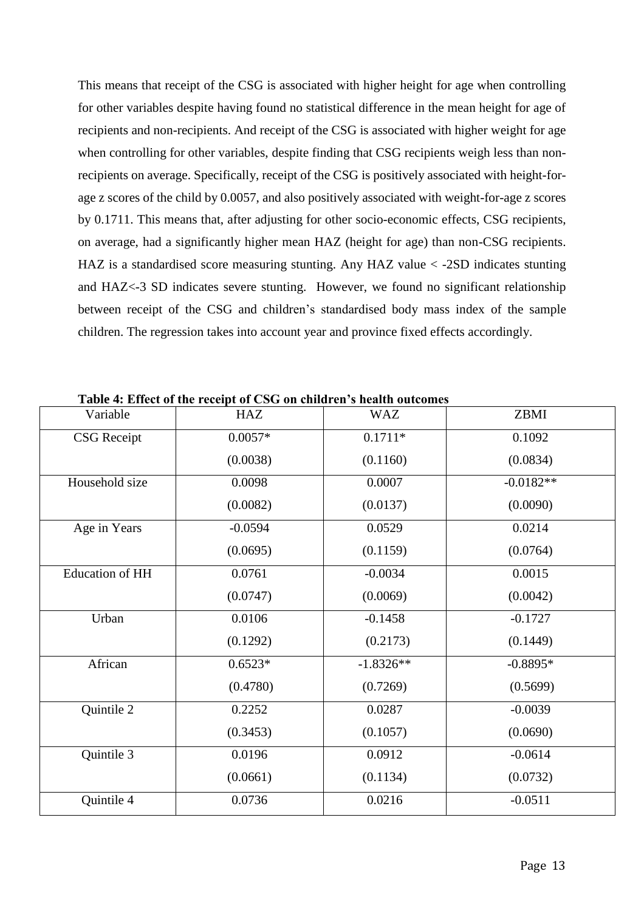This means that receipt of the CSG is associated with higher height for age when controlling for other variables despite having found no statistical difference in the mean height for age of recipients and non-recipients. And receipt of the CSG is associated with higher weight for age when controlling for other variables, despite finding that CSG recipients weigh less than non-recipients on average. Specifically, receipt of the CSG is positively associated with height-for-age z scores of the child by 0.0057, and also positively associated with weight-for-age z scores by 0.1711. This means that, after adjusting for other socio-economic effects, CSG recipients, on average, had a significantly higher mean HAZ (height for age) than non-CSG recipients. HAZ is a standardised score measuring stunting. Any HAZ value < -2SD indicates stunting and HAZ<-3 SD indicates severe stunting. However, we found no significant relationship between receipt of the CSG and children's standardised body mass index of the sample children. The regression takes into account year and province fixed effects accordingly.

**Table 4: Effect of the receipt of CSG on children's health outcomes**

| Variable | HAZ | WAZ | ZBMI |
|---|---|---|---|
| CSG Receipt | 0.0057* | 0.1711* | 0.1092 |
| | (0.0038) | (0.1160) | (0.0834) |
| Household size | 0.0098 | 0.0007 | -0.0182** |
| | (0.0082) | (0.0137) | (0.0090) |
| Age in Years | -0.0594 | 0.0529 | 0.0214 |
| | (0.0695) | (0.1159) | (0.0764) |
| Education of HH | 0.0761 | -0.0034 | 0.0015 |
| | (0.0747) | (0.0069) | (0.0042) |
| Urban | 0.0106 | -0.1458 | -0.1727 |
| | (0.1292) | (0.2173) | (0.1449) |
| African | 0.6523* | -1.8326** | -0.8895* |
| | (0.4780) | (0.7269) | (0.5699) |
| Quintile 2 | 0.2252 | 0.0287 | -0.0039 |
| | (0.3453) | (0.1057) | (0.0690) |
| Quintile 3 | 0.0196 | 0.0912 | -0.0614 |
| | (0.0661) | (0.1134) | (0.0732) |
| Quintile 4 | 0.0736 | 0.0216 | -0.0511 |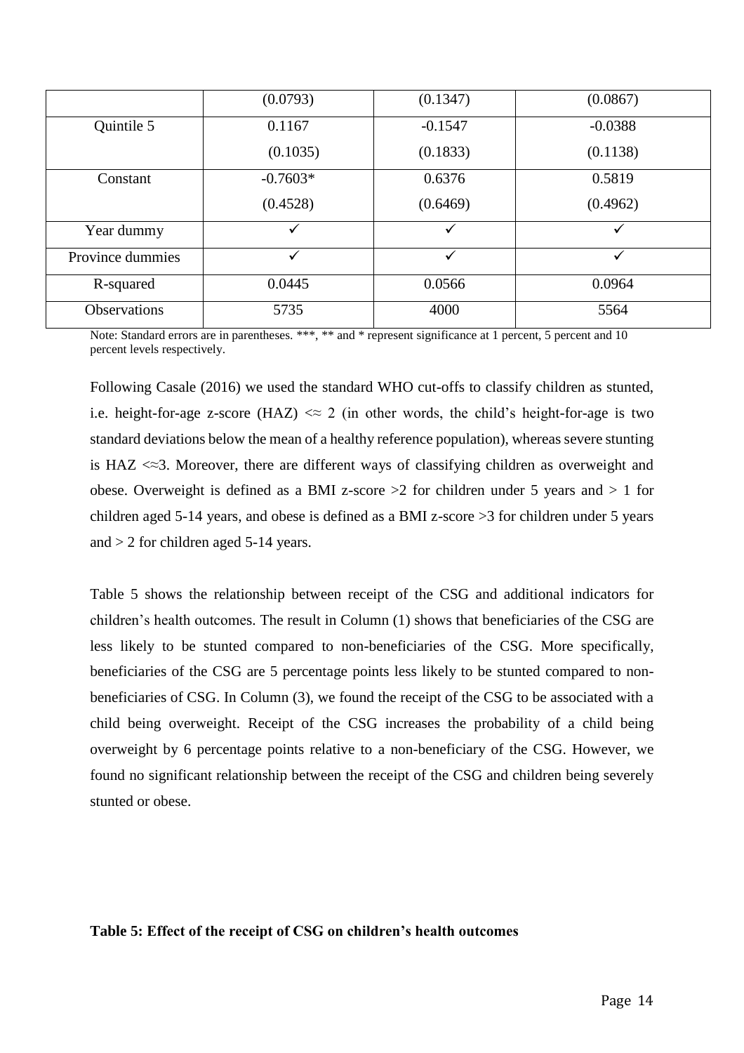| | (0.0793) | (0.1347) | (0.0867) |
|---|---|---|---|
| Quintile 5 | 0.1167 | -0.1547 | -0.0388 |
| | (0.1035) | (0.1833) | (0.1138) |
| Constant | -0.7603* | 0.6376 | 0.5819 |
| | (0.4528) | (0.6469) | (0.4962) |
| Year dummy | ✓ | ✓ | ✓ |
| Province dummies | ✓ | ✓ | ✓ |
| R-squared | 0.0445 | 0.0566 | 0.0964 |
| Observations | 5735 | 4000 | 5564 |

Note: Standard errors are in parentheses. ***, ** and * represent significance at 1 percent, 5 percent and 10 percent levels respectively.

Following Casale (2016) we used the standard WHO cut-offs to classify children as stunted, i.e. height-for-age z-score (HAZ) <≈ 2 (in other words, the child's height-for-age is two standard deviations below the mean of a healthy reference population), whereas severe stunting is HAZ <≈3. Moreover, there are different ways of classifying children as overweight and obese. Overweight is defined as a BMI z-score >2 for children under 5 years and > 1 for children aged 5-14 years, and obese is defined as a BMI z-score >3 for children under 5 years and > 2 for children aged 5-14 years.

Table 5 shows the relationship between receipt of the CSG and additional indicators for children's health outcomes. The result in Column (1) shows that beneficiaries of the CSG are less likely to be stunted compared to non-beneficiaries of the CSG. More specifically, beneficiaries of the CSG are 5 percentage points less likely to be stunted compared to non-beneficiaries of CSG. In Column (3), we found the receipt of the CSG to be associated with a child being overweight. Receipt of the CSG increases the probability of a child being overweight by 6 percentage points relative to a non-beneficiary of the CSG. However, we found no significant relationship between the receipt of the CSG and children being severely stunted or obese.

**Table 5: Effect of the receipt of CSG on children's health outcomes**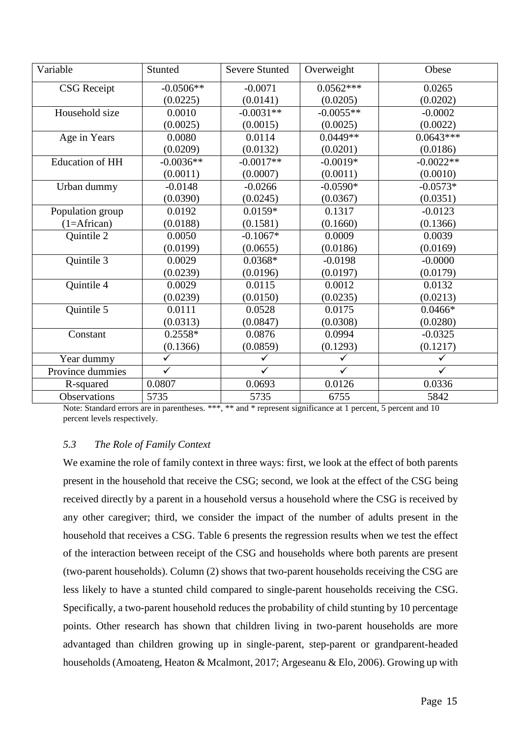| Variable | Stunted | Severe Stunted | Overweight | Obese |
|---|---|---|---|---|
| CSG Receipt | -0.0506** | -0.0071 | 0.0562*** | 0.0265 |
| | (0.0225) | (0.0141) | (0.0205) | (0.0202) |
| Household size | 0.0010 | -0.0031** | -0.0055** | -0.0002 |
| | (0.0025) | (0.0015) | (0.0025) | (0.0022) |
| Age in Years | 0.0080 | 0.0114 | 0.0449** | 0.0643*** |
| | (0.0209) | (0.0132) | (0.0201) | (0.0186) |
| Education of HH | -0.0036** | -0.0017** | -0.0019* | -0.0022** |
| | (0.0011) | (0.0007) | (0.0011) | (0.0010) |
| Urban dummy | -0.0148 | -0.0266 | -0.0590* | -0.0573* |
| | (0.0390) | (0.0245) | (0.0367) | (0.0351) |
| Population group (1=African) | 0.0192 | 0.0159* | 0.1317 | -0.0123 |
| | (0.0188) | (0.1581) | (0.1660) | (0.1366) |
| Quintile 2 | 0.0050 | -0.1067* | 0.0009 | 0.0039 |
| | (0.0199) | (0.0655) | (0.0186) | (0.0169) |
| Quintile 3 | 0.0029 | 0.0368* | -0.0198 | -0.0000 |
| | (0.0239) | (0.0196) | (0.0197) | (0.0179) |
| Quintile 4 | 0.0029 | 0.0115 | 0.0012 | 0.0132 |
| | (0.0239) | (0.0150) | (0.0235) | (0.0213) |
| Quintile 5 | 0.0111 | 0.0528 | 0.0175 | 0.0466* |
| | (0.0313) | (0.0847) | (0.0308) | (0.0280) |
| Constant | 0.2558* | 0.0876 | 0.0994 | -0.0325 |
| | (0.1366) | (0.0859) | (0.1293) | (0.1217) |
| Year dummy | ✓ | ✓ | ✓ | ✓ |
| Province dummies | ✓ | ✓ | ✓ | ✓ |
| R-squared | 0.0807 | 0.0693 | 0.0126 | 0.0336 |
| Observations | 5735 | 5735 | 6755 | 5842 |

Note: Standard errors are in parentheses. ***, ** and * represent significance at 1 percent, 5 percent and 10 percent levels respectively.

### *5.3 The Role of Family Context*

We examine the role of family context in three ways: first, we look at the effect of both parents present in the household that receive the CSG; second, we look at the effect of the CSG being received directly by a parent in a household versus a household where the CSG is received by any other caregiver; third, we consider the impact of the number of adults present in the household that receives a CSG. Table 6 presents the regression results when we test the effect of the interaction between receipt of the CSG and households where both parents are present (two-parent households). Column (2) shows that two-parent households receiving the CSG are less likely to have a stunted child compared to single-parent households receiving the CSG. Specifically, a two-parent household reduces the probability of child stunting by 10 percentage points. Other research has shown that children living in two-parent households are more advantaged than children growing up in single-parent, step-parent or grandparent-headed households (Amoateng, Heaton & Mcalmont, 2017; Argeseanu & Elo, 2006). Growing up with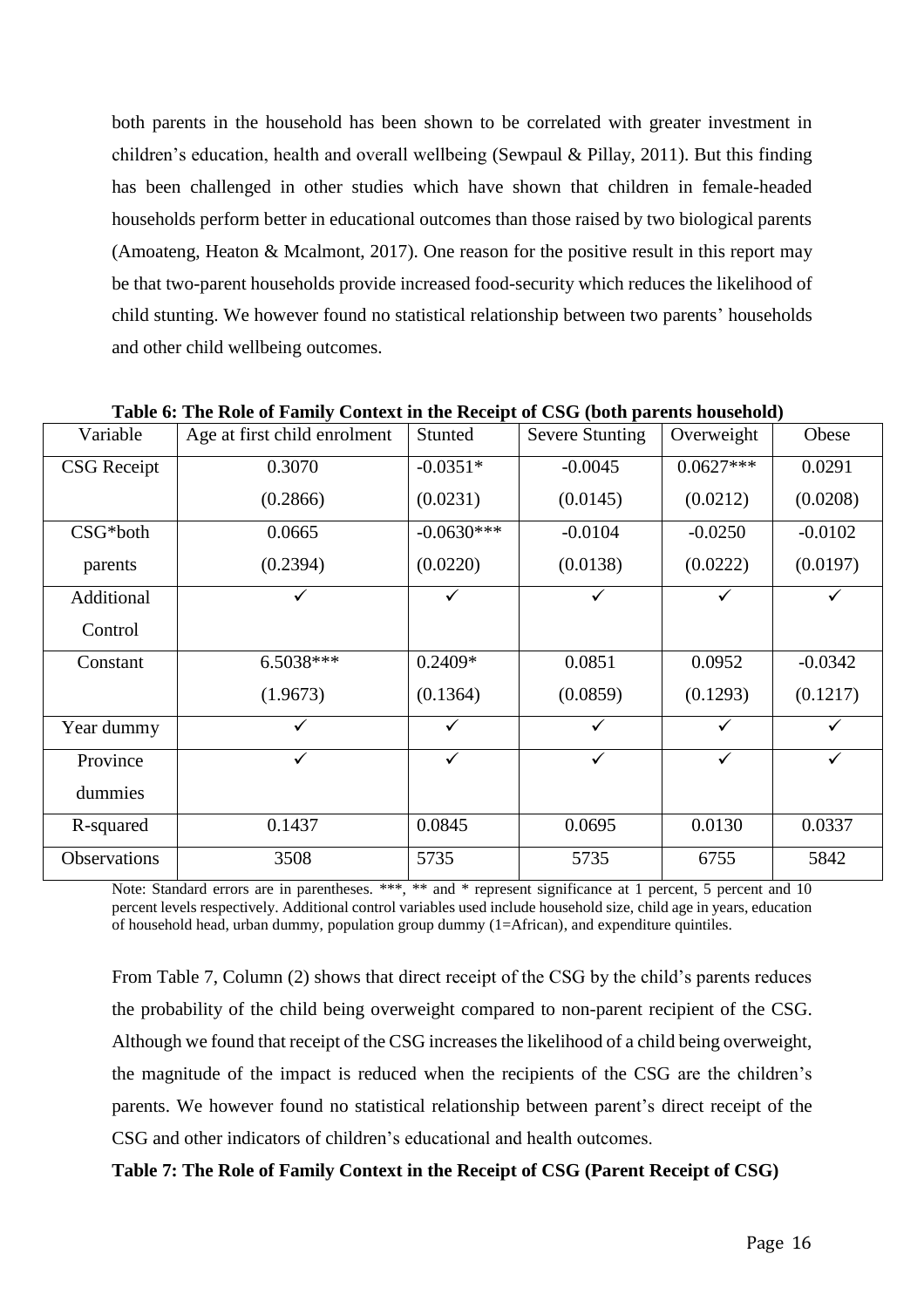both parents in the household has been shown to be correlated with greater investment in children's education, health and overall wellbeing (Sewpaul & Pillay, 2011). But this finding has been challenged in other studies which have shown that children in female-headed households perform better in educational outcomes than those raised by two biological parents (Amoateng, Heaton & Mcalmont, 2017). One reason for the positive result in this report may be that two-parent households provide increased food-security which reduces the likelihood of child stunting. We however found no statistical relationship between two parents' households and other child wellbeing outcomes.

**Table 6: The Role of Family Context in the Receipt of CSG (both parents household)**

| Variable | Age at first child enrolment | Stunted | Severe Stunting | Overweight | Obese |
|---|---|---|---|---|---|
| CSG Receipt | 0.3070 | -0.0351* | -0.0045 | 0.0627*** | 0.0291 |
| | (0.2866) | (0.0231) | (0.0145) | (0.0212) | (0.0208) |
| CSG*both parents | 0.0665 | -0.0630*** | -0.0104 | -0.0250 | -0.0102 |
| | (0.2394) | (0.0220) | (0.0138) | (0.0222) | (0.0197) |
| Additional Control | ✓ | ✓ | ✓ | ✓ | ✓ |
| Constant | 6.5038*** | 0.2409* | 0.0851 | 0.0952 | -0.0342 |
| | (1.9673) | (0.1364) | (0.0859) | (0.1293) | (0.1217) |
| Year dummy | ✓ | ✓ | ✓ | ✓ | ✓ |
| Province dummies | ✓ | ✓ | ✓ | ✓ | ✓ |
| R-squared | 0.1437 | 0.0845 | 0.0695 | 0.0130 | 0.0337 |
| Observations | 3508 | 5735 | 5735 | 6755 | 5842 |

Note: Standard errors are in parentheses. ***, ** and * represent significance at 1 percent, 5 percent and 10 percent levels respectively. Additional control variables used include household size, child age in years, education of household head, urban dummy, population group dummy (1=African), and expenditure quintiles.

From Table 7, Column (2) shows that direct receipt of the CSG by the child's parents reduces the probability of the child being overweight compared to non-parent recipient of the CSG. Although we found that receipt of the CSG increases the likelihood of a child being overweight, the magnitude of the impact is reduced when the recipients of the CSG are the children's parents. We however found no statistical relationship between parent's direct receipt of the CSG and other indicators of children's educational and health outcomes.

**Table 7: The Role of Family Context in the Receipt of CSG (Parent Receipt of CSG)**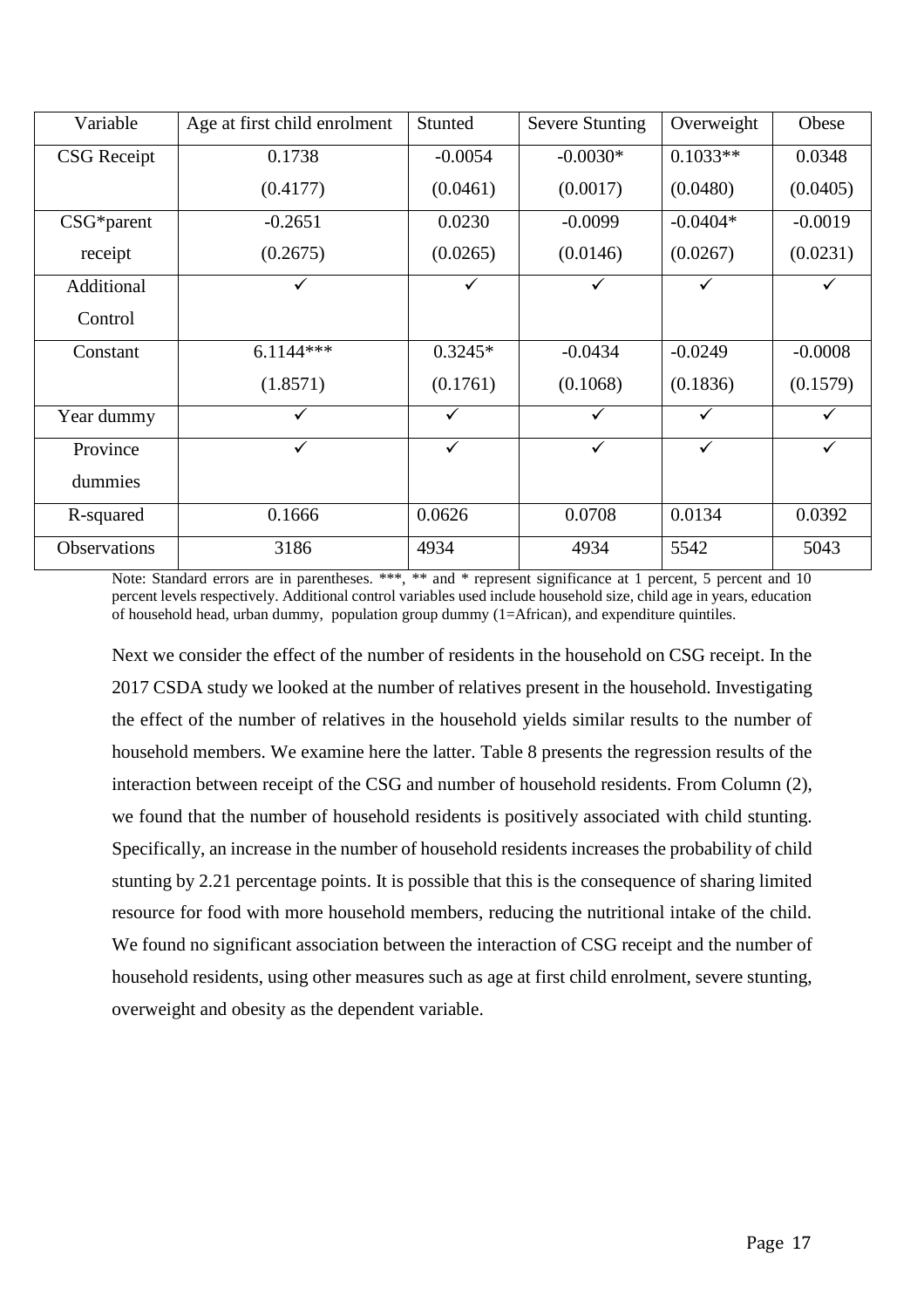| Variable | Age at first child enrolment | Stunted | Severe Stunting | Overweight | Obese |
|---|---|---|---|---|---|
| CSG Receipt | 0.1738 | -0.0054 | -0.0030* | 0.1033** | 0.0348 |
| | (0.4177) | (0.0461) | (0.0017) | (0.0480) | (0.0405) |
| CSG*parent receipt | -0.2651 | 0.0230 | -0.0099 | -0.0404* | -0.0019 |
| | (0.2675) | (0.0265) | (0.0146) | (0.0267) | (0.0231) |
| Additional Control | ✓ | ✓ | ✓ | ✓ | ✓ |
| Constant | 6.1144*** | 0.3245* | -0.0434 | -0.0249 | -0.0008 |
| | (1.8571) | (0.1761) | (0.1068) | (0.1836) | (0.1579) |
| Year dummy | ✓ | ✓ | ✓ | ✓ | ✓ |
| Province dummies | ✓ | ✓ | ✓ | ✓ | ✓ |
| R-squared | 0.1666 | 0.0626 | 0.0708 | 0.0134 | 0.0392 |
| Observations | 3186 | 4934 | 4934 | 5542 | 5043 |

Note: Standard errors are in parentheses. ***, ** and * represent significance at 1 percent, 5 percent and 10 percent levels respectively. Additional control variables used include household size, child age in years, education of household head, urban dummy, population group dummy (1=African), and expenditure quintiles.

Next we consider the effect of the number of residents in the household on CSG receipt. In the 2017 CSDA study we looked at the number of relatives present in the household. Investigating the effect of the number of relatives in the household yields similar results to the number of household members. We examine here the latter. Table 8 presents the regression results of the interaction between receipt of the CSG and number of household residents. From Column (2), we found that the number of household residents is positively associated with child stunting. Specifically, an increase in the number of household residents increases the probability of child stunting by 2.21 percentage points. It is possible that this is the consequence of sharing limited resource for food with more household members, reducing the nutritional intake of the child. We found no significant association between the interaction of CSG receipt and the number of household residents, using other measures such as age at first child enrolment, severe stunting, overweight and obesity as the dependent variable.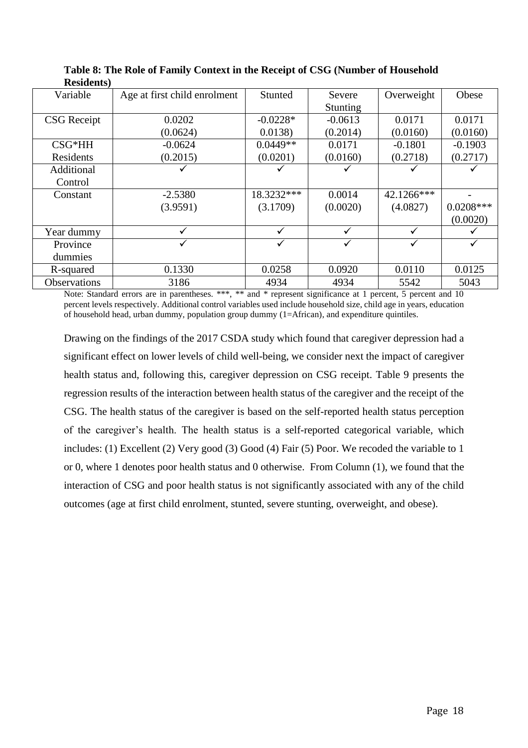**Table 8: The Role of Family Context in the Receipt of CSG (Number of Household Residents)**

| Variable | Age at first child enrolment | Stunted | Severe Stunting | Overweight | Obese |
|---|---|---|---|---|---|
| CSG Receipt | 0.0202<br>(0.0624) | -0.0228*<br>0.0138) | -0.0613<br>(0.2014) | 0.0171<br>(0.0160) | 0.0171<br>(0.0160) |
| CSG*HH Residents | -0.0624<br>(0.2015) | 0.0449**<br>(0.0201) | 0.0171<br>(0.0160) | -0.1801<br>(0.2718) | -0.1903<br>(0.2717) |
| Additional Control | ✓ | ✓ | ✓ | ✓ | ✓ |
| Constant | -2.5380<br>(3.9591) | 18.3232***<br>(3.1709) | 0.0014<br>(0.0020) | 42.1266***<br>(4.0827) | -<br>0.0208***<br>(0.0020) |
| Year dummy | ✓ | ✓ | ✓ | ✓ | ✓ |
| Province dummies | ✓ | ✓ | ✓ | ✓ | ✓ |
| R-squared | 0.1330 | 0.0258 | 0.0920 | 0.0110 | 0.0125 |
| Observations | 3186 | 4934 | 4934 | 5542 | 5043 |

Note: Standard errors are in parentheses. ***, ** and * represent significance at 1 percent, 5 percent and 10 percent levels respectively. Additional control variables used include household size, child age in years, education of household head, urban dummy, population group dummy (1=African), and expenditure quintiles.

Drawing on the findings of the 2017 CSDA study which found that caregiver depression had a significant effect on lower levels of child well-being, we consider next the impact of caregiver health status and, following this, caregiver depression on CSG receipt. Table 9 presents the regression results of the interaction between health status of the caregiver and the receipt of the CSG. The health status of the caregiver is based on the self-reported health status perception of the caregiver's health. The health status is a self-reported categorical variable, which includes: (1) Excellent (2) Very good (3) Good (4) Fair (5) Poor. We recoded the variable to 1 or 0, where 1 denotes poor health status and 0 otherwise. From Column (1), we found that the interaction of CSG and poor health status is not significantly associated with any of the child outcomes (age at first child enrolment, stunted, severe stunting, overweight, and obese).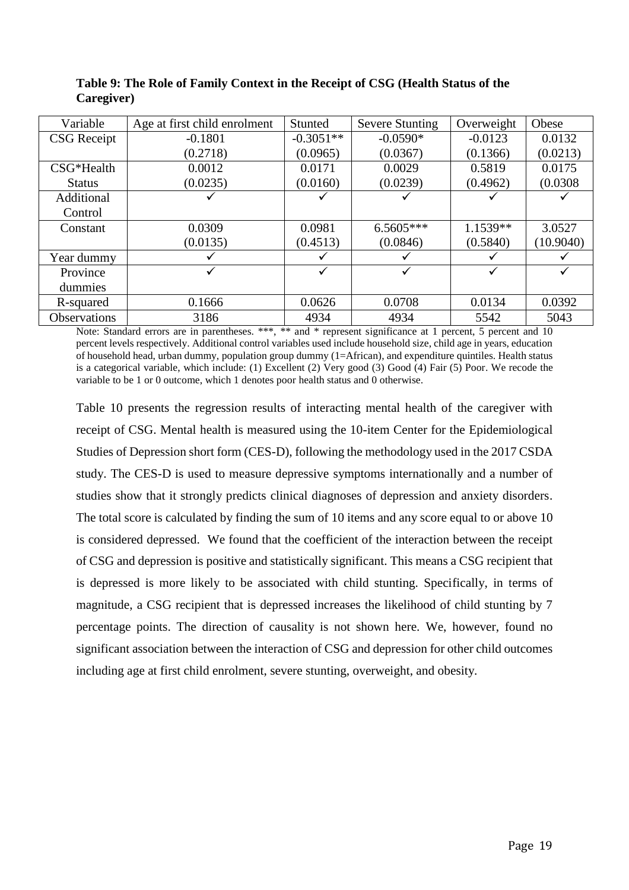**Table 9: The Role of Family Context in the Receipt of CSG (Health Status of the Caregiver)**

| Variable | Age at first child enrolment | Stunted | Severe Stunting | Overweight | Obese |
|---|---|---|---|---|---|
| CSG Receipt | -0.1801 | -0.3051** | -0.0590* | -0.0123 | 0.0132 |
| | (0.2718) | (0.0965) | (0.0367) | (0.1366) | (0.0213) |
| CSG*Health Status | 0.0012 | 0.0171 | 0.0029 | 0.5819 | 0.0175 |
| | (0.0235) | (0.0160) | (0.0239) | (0.4962) | (0.0308 |
| Additional Control | ✓ | ✓ | ✓ | ✓ | ✓ |
| Constant | 0.0309 | 0.0981 | 6.5605*** | 1.1539** | 3.0527 |
| | (0.0135) | (0.4513) | (0.0846) | (0.5840) | (10.9040) |
| Year dummy | ✓ | ✓ | ✓ | ✓ | ✓ |
| Province dummies | ✓ | ✓ | ✓ | ✓ | ✓ |
| R-squared | 0.1666 | 0.0626 | 0.0708 | 0.0134 | 0.0392 |
| Observations | 3186 | 4934 | 4934 | 5542 | 5043 |

Note: Standard errors are in parentheses. ***, ** and * represent significance at 1 percent, 5 percent and 10 percent levels respectively. Additional control variables used include household size, child age in years, education of household head, urban dummy, population group dummy (1=African), and expenditure quintiles. Health status is a categorical variable, which include: (1) Excellent (2) Very good (3) Good (4) Fair (5) Poor. We recode the variable to be 1 or 0 outcome, which 1 denotes poor health status and 0 otherwise.

Table 10 presents the regression results of interacting mental health of the caregiver with receipt of CSG. Mental health is measured using the 10-item Center for the Epidemiological Studies of Depression short form (CES-D), following the methodology used in the 2017 CSDA study. The CES-D is used to measure depressive symptoms internationally and a number of studies show that it strongly predicts clinical diagnoses of depression and anxiety disorders. The total score is calculated by finding the sum of 10 items and any score equal to or above 10 is considered depressed. We found that the coefficient of the interaction between the receipt of CSG and depression is positive and statistically significant. This means a CSG recipient that is depressed is more likely to be associated with child stunting. Specifically, in terms of magnitude, a CSG recipient that is depressed increases the likelihood of child stunting by 7 percentage points. The direction of causality is not shown here. We, however, found no significant association between the interaction of CSG and depression for other child outcomes including age at first child enrolment, severe stunting, overweight, and obesity.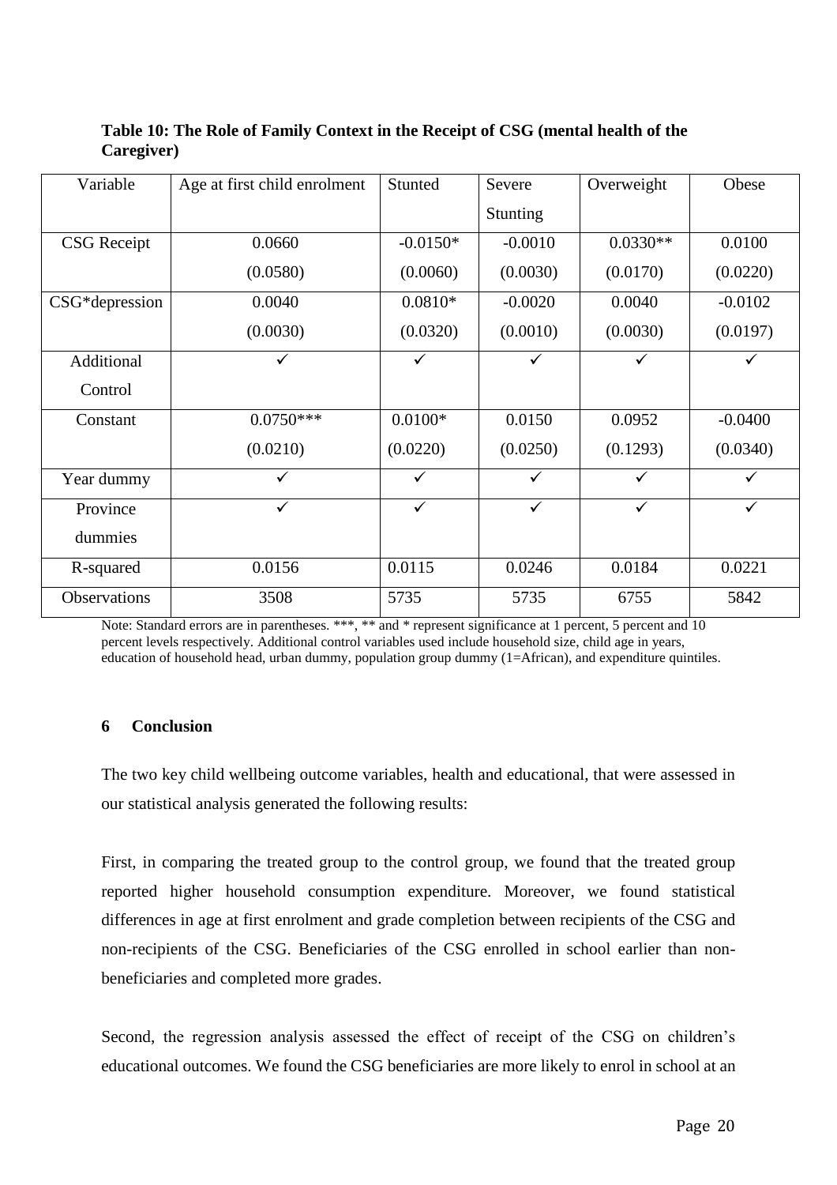**Table 10: The Role of Family Context in the Receipt of CSG (mental health of the Caregiver)**

| Variable | Age at first child enrolment | Stunted | Severe Stunting | Overweight | Obese |
|---|---|---|---|---|---|
| CSG Receipt | 0.0660 | -0.0150* | -0.0010 | 0.0330** | 0.0100 |
| | (0.0580) | (0.0060) | (0.0030) | (0.0170) | (0.0220) |
| CSG*depression | 0.0040 | 0.0810* | -0.0020 | 0.0040 | -0.0102 |
| | (0.0030) | (0.0320) | (0.0010) | (0.0030) | (0.0197) |
| Additional Control | ✓ | ✓ | ✓ | ✓ | ✓ |
| Constant | 0.0750*** | 0.0100* | 0.0150 | 0.0952 | -0.0400 |
| | (0.0210) | (0.0220) | (0.0250) | (0.1293) | (0.0340) |
| Year dummy | ✓ | ✓ | ✓ | ✓ | ✓ |
| Province dummies | ✓ | ✓ | ✓ | ✓ | ✓ |
| R-squared | 0.0156 | 0.0115 | 0.0246 | 0.0184 | 0.0221 |
| Observations | 3508 | 5735 | 5735 | 6755 | 5842 |

Note: Standard errors are in parentheses. ***, ** and * represent significance at 1 percent, 5 percent and 10 percent levels respectively. Additional control variables used include household size, child age in years, education of household head, urban dummy, population group dummy (1=African), and expenditure quintiles.

## 6 Conclusion

The two key child wellbeing outcome variables, health and educational, that were assessed in our statistical analysis generated the following results:

First, in comparing the treated group to the control group, we found that the treated group reported higher household consumption expenditure. Moreover, we found statistical differences in age at first enrolment and grade completion between recipients of the CSG and non-recipients of the CSG. Beneficiaries of the CSG enrolled in school earlier than non-beneficiaries and completed more grades.

Second, the regression analysis assessed the effect of receipt of the CSG on children's educational outcomes. We found the CSG beneficiaries are more likely to enrol in school at an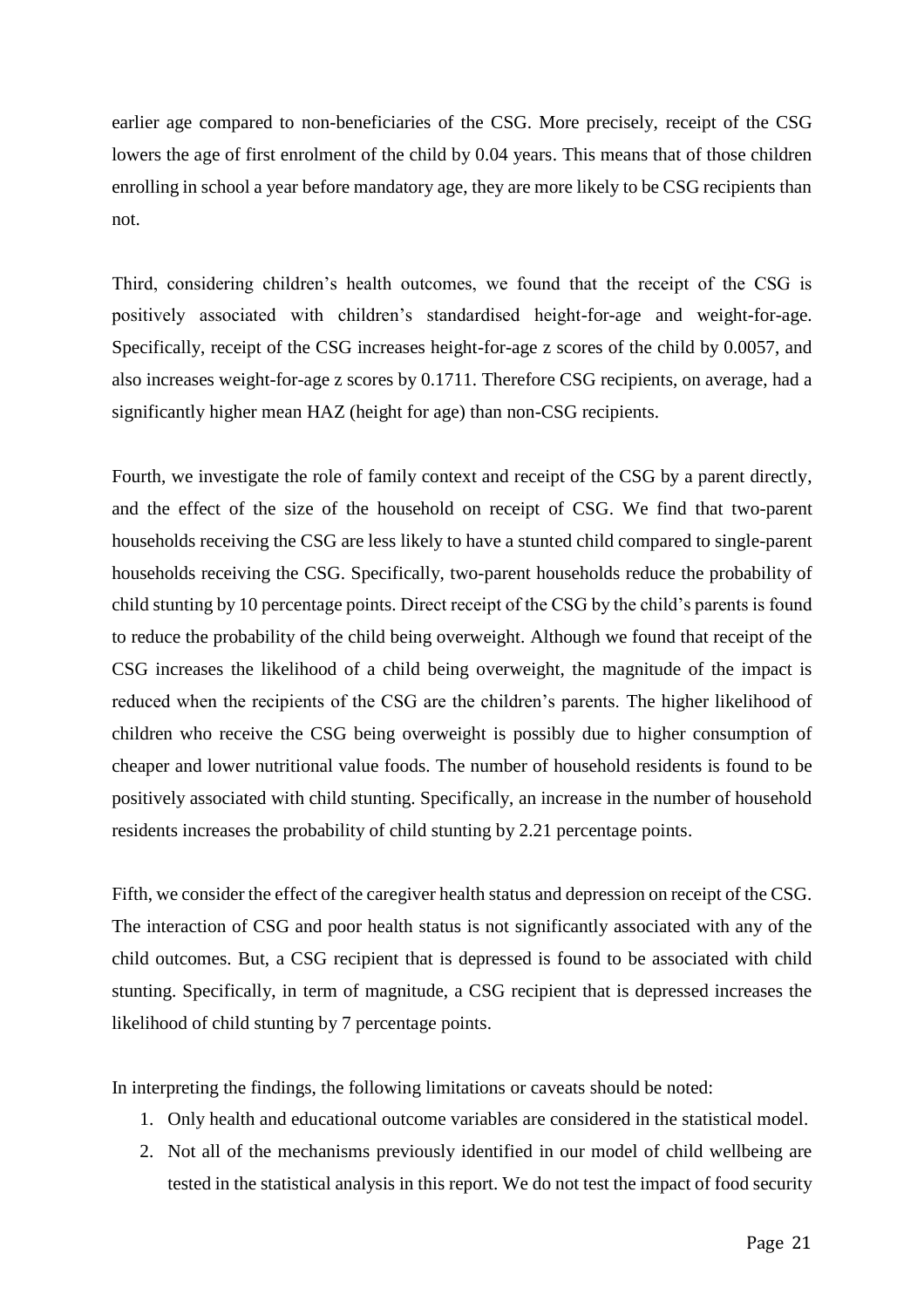earlier age compared to non-beneficiaries of the CSG. More precisely, receipt of the CSG lowers the age of first enrolment of the child by 0.04 years. This means that of those children enrolling in school a year before mandatory age, they are more likely to be CSG recipients than not.

Third, considering children's health outcomes, we found that the receipt of the CSG is positively associated with children's standardised height-for-age and weight-for-age. Specifically, receipt of the CSG increases height-for-age z scores of the child by 0.0057, and also increases weight-for-age z scores by 0.1711. Therefore CSG recipients, on average, had a significantly higher mean HAZ (height for age) than non-CSG recipients.

Fourth, we investigate the role of family context and receipt of the CSG by a parent directly, and the effect of the size of the household on receipt of CSG. We find that two-parent households receiving the CSG are less likely to have a stunted child compared to single-parent households receiving the CSG. Specifically, two-parent households reduce the probability of child stunting by 10 percentage points. Direct receipt of the CSG by the child's parents is found to reduce the probability of the child being overweight. Although we found that receipt of the CSG increases the likelihood of a child being overweight, the magnitude of the impact is reduced when the recipients of the CSG are the children's parents. The higher likelihood of children who receive the CSG being overweight is possibly due to higher consumption of cheaper and lower nutritional value foods. The number of household residents is found to be positively associated with child stunting. Specifically, an increase in the number of household residents increases the probability of child stunting by 2.21 percentage points.

Fifth, we consider the effect of the caregiver health status and depression on receipt of the CSG. The interaction of CSG and poor health status is not significantly associated with any of the child outcomes. But, a CSG recipient that is depressed is found to be associated with child stunting. Specifically, in term of magnitude, a CSG recipient that is depressed increases the likelihood of child stunting by 7 percentage points.

In interpreting the findings, the following limitations or caveats should be noted:

1. Only health and educational outcome variables are considered in the statistical model.
2. Not all of the mechanisms previously identified in our model of child wellbeing are tested in the statistical analysis in this report. We do not test the impact of food security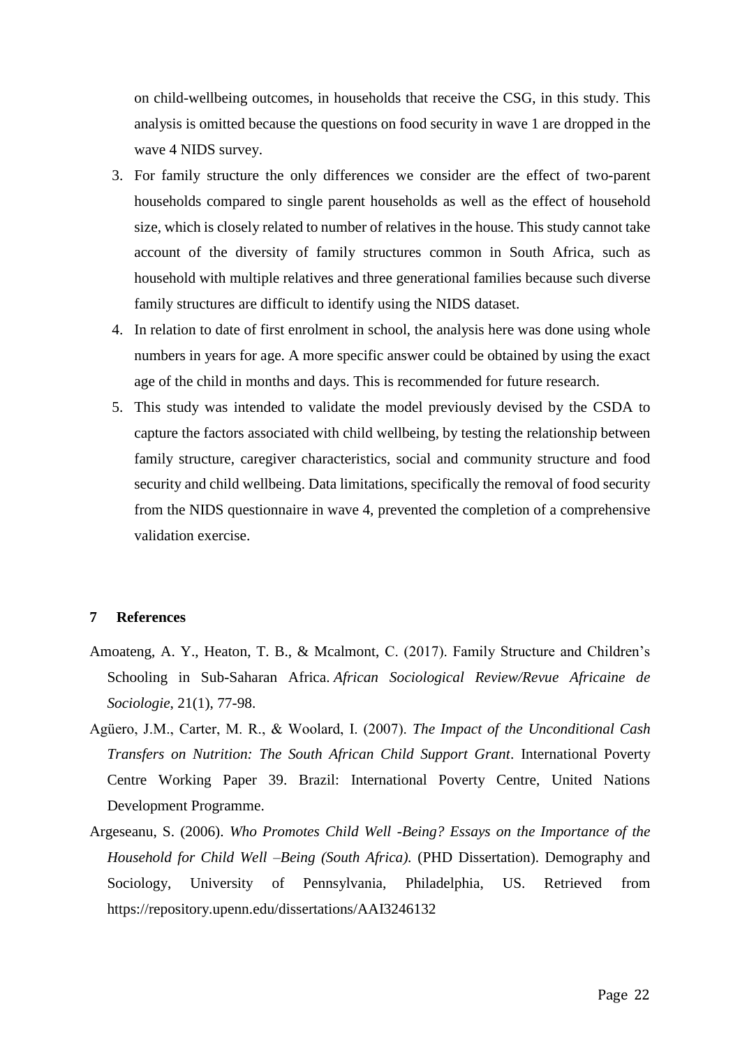on child-wellbeing outcomes, in households that receive the CSG, in this study. This analysis is omitted because the questions on food security in wave 1 are dropped in the wave 4 NIDS survey.

3. For family structure the only differences we consider are the effect of two-parent households compared to single parent households as well as the effect of household size, which is closely related to number of relatives in the house. This study cannot take account of the diversity of family structures common in South Africa, such as household with multiple relatives and three generational families because such diverse family structures are difficult to identify using the NIDS dataset.
4. In relation to date of first enrolment in school, the analysis here was done using whole numbers in years for age. A more specific answer could be obtained by using the exact age of the child in months and days. This is recommended for future research.
5. This study was intended to validate the model previously devised by the CSDA to capture the factors associated with child wellbeing, by testing the relationship between family structure, caregiver characteristics, social and community structure and food security and child wellbeing. Data limitations, specifically the removal of food security from the NIDS questionnaire in wave 4, prevented the completion of a comprehensive validation exercise.

# 7 References

Amoateng, A. Y., Heaton, T. B., & Mcalmont, C. (2017). Family Structure and Children's Schooling in Sub-Saharan Africa. *African Sociological Review/Revue Africaine de Sociologie*, 21(1), 77-98.

Agüero, J.M., Carter, M. R., & Woolard, I. (2007). *The Impact of the Unconditional Cash Transfers on Nutrition: The South African Child Support Grant*. International Poverty Centre Working Paper 39. Brazil: International Poverty Centre, United Nations Development Programme.

Argeseanu, S. (2006). *Who Promotes Child Well -Being? Essays on the Importance of the Household for Child Well –Being (South Africa).* (PHD Dissertation). Demography and Sociology, University of Pennsylvania, Philadelphia, US. Retrieved from https://repository.upenn.edu/dissertations/AAI3246132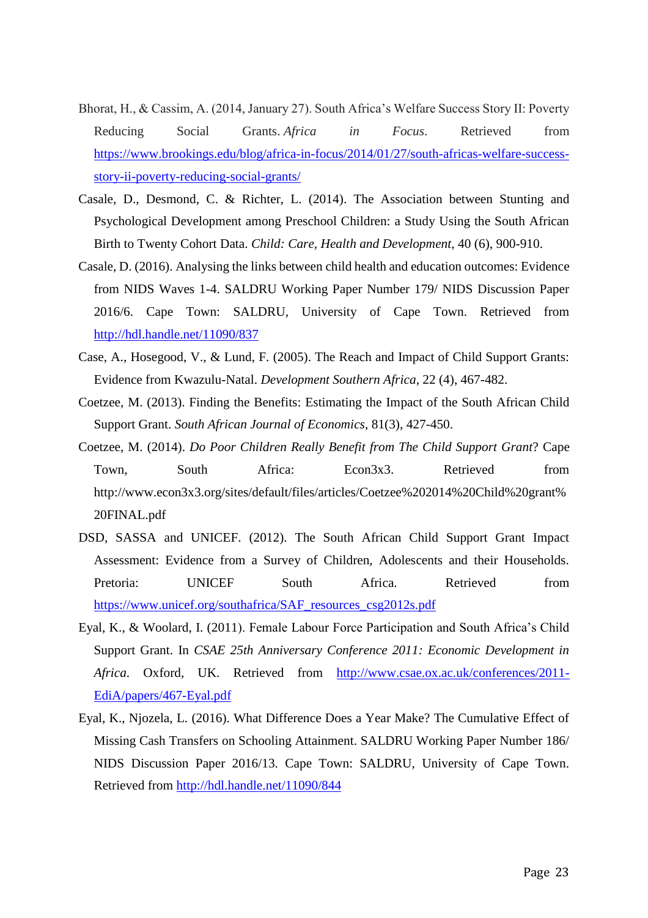Bhorat, H., & Cassim, A. (2014, January 27). South Africa's Welfare Success Story II: Poverty Reducing Social Grants. *Africa in Focus*. Retrieved from https://www.brookings.edu/blog/africa-in-focus/2014/01/27/south-africas-welfare-success-story-ii-poverty-reducing-social-grants/

Casale, D., Desmond, C. & Richter, L. (2014). The Association between Stunting and Psychological Development among Preschool Children: a Study Using the South African Birth to Twenty Cohort Data. *Child: Care, Health and Development*, 40 (6), 900-910.

Casale, D. (2016). Analysing the links between child health and education outcomes: Evidence from NIDS Waves 1-4. SALDRU Working Paper Number 179/ NIDS Discussion Paper 2016/6. Cape Town: SALDRU, University of Cape Town. Retrieved from http://hdl.handle.net/11090/837

Case, A., Hosegood, V., & Lund, F. (2005). The Reach and Impact of Child Support Grants: Evidence from Kwazulu-Natal. *Development Southern Africa*, 22 (4), 467-482.

Coetzee, M. (2013). Finding the Benefits: Estimating the Impact of the South African Child Support Grant. *South African Journal of Economics*, 81(3), 427-450.

Coetzee, M. (2014). *Do Poor Children Really Benefit from The Child Support Grant*? Cape Town, South Africa: Econ3x3. Retrieved from http://www.econ3x3.org/sites/default/files/articles/Coetzee%202014%20Child%20grant%20FINAL.pdf

DSD, SASSA and UNICEF. (2012). The South African Child Support Grant Impact Assessment: Evidence from a Survey of Children, Adolescents and their Households. Pretoria: UNICEF South Africa. Retrieved from https://www.unicef.org/southafrica/SAF_resources_csg2012s.pdf

Eyal, K., & Woolard, I. (2011). Female Labour Force Participation and South Africa's Child Support Grant. In *CSAE 25th Anniversary Conference 2011: Economic Development in Africa*. Oxford, UK. Retrieved from http://www.csae.ox.ac.uk/conferences/2011-EdiA/papers/467-Eyal.pdf

Eyal, K., Njozela, L. (2016). What Difference Does a Year Make? The Cumulative Effect of Missing Cash Transfers on Schooling Attainment. SALDRU Working Paper Number 186/ NIDS Discussion Paper 2016/13. Cape Town: SALDRU, University of Cape Town. Retrieved from http://hdl.handle.net/11090/844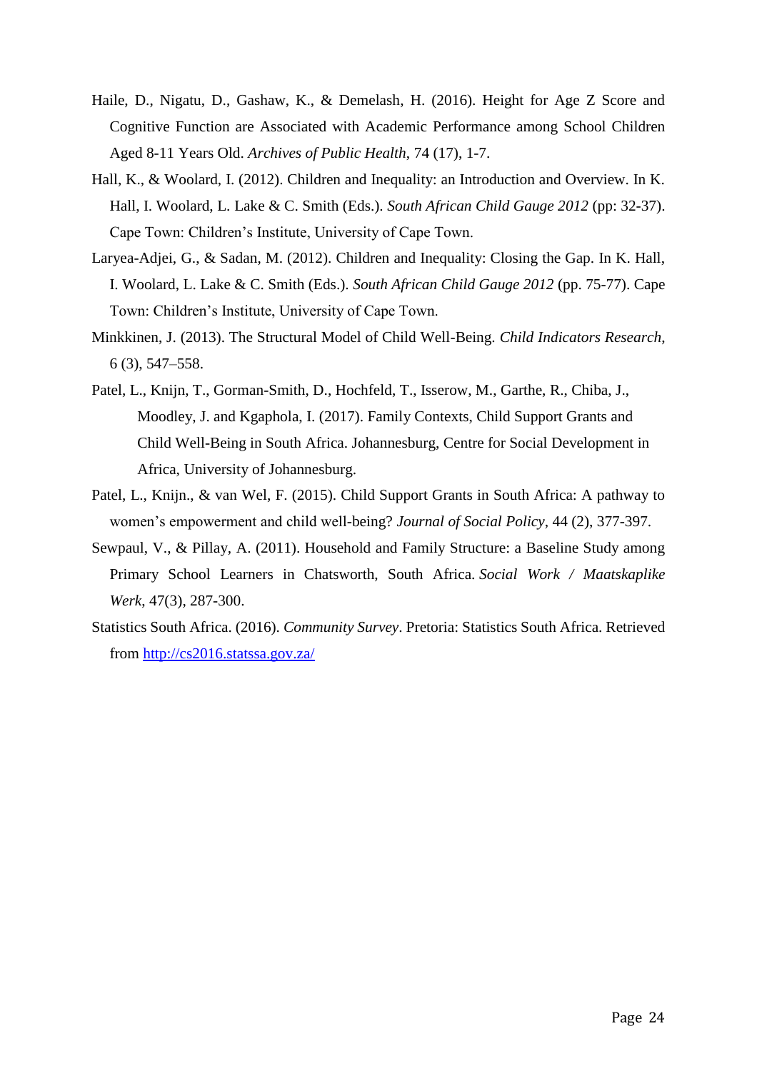Haile, D., Nigatu, D., Gashaw, K., & Demelash, H. (2016). Height for Age Z Score and Cognitive Function are Associated with Academic Performance among School Children Aged 8-11 Years Old. *Archives of Public Health*, 74 (17), 1-7.

Hall, K., & Woolard, I. (2012). Children and Inequality: an Introduction and Overview. In K. Hall, I. Woolard, L. Lake & C. Smith (Eds.). *South African Child Gauge 2012* (pp: 32-37). Cape Town: Children's Institute, University of Cape Town.

Laryea-Adjei, G., & Sadan, M. (2012). Children and Inequality: Closing the Gap. In K. Hall, I. Woolard, L. Lake & C. Smith (Eds.). *South African Child Gauge 2012* (pp. 75-77). Cape Town: Children's Institute, University of Cape Town.

Minkkinen, J. (2013). The Structural Model of Child Well-Being. *Child Indicators Research*, 6 (3), 547–558.

Patel, L., Knijn, T., Gorman-Smith, D., Hochfeld, T., Isserow, M., Garthe, R., Chiba, J., Moodley, J. and Kgaphola, I. (2017). Family Contexts, Child Support Grants and Child Well-Being in South Africa. Johannesburg, Centre for Social Development in Africa, University of Johannesburg.

Patel, L., Knijn., & van Wel, F. (2015). Child Support Grants in South Africa: A pathway to women's empowerment and child well-being? *Journal of Social Policy*, 44 (2), 377-397.

Sewpaul, V., & Pillay, A. (2011). Household and Family Structure: a Baseline Study among Primary School Learners in Chatsworth, South Africa. *Social Work / Maatskaplike Werk*, 47(3), 287-300.

Statistics South Africa. (2016). *Community Survey*. Pretoria: Statistics South Africa. Retrieved from http://cs2016.statssa.gov.za/